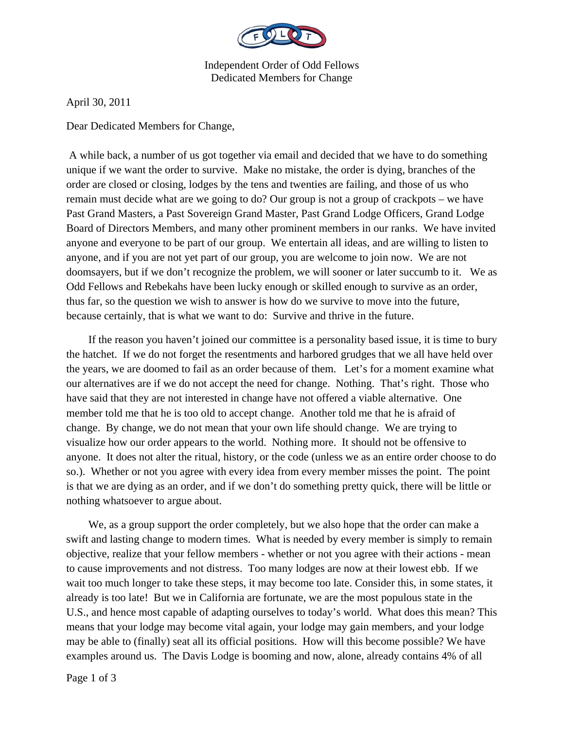Independent Order of Odd Fellows
Dedicated Members for Change

April 30, 2011

Dear Dedicated Members for Change,

A while back, a number of us got together via email and decided that we have to do something unique if we want the order to survive. Make no mistake, the order is dying, branches of the order are closed or closing, lodges by the tens and twenties are failing, and those of us who remain must decide what are we going to do? Our group is not a group of crackpots – we have Past Grand Masters, a Past Sovereign Grand Master, Past Grand Lodge Officers, Grand Lodge Board of Directors Members, and many other prominent members in our ranks. We have invited anyone and everyone to be part of our group. We entertain all ideas, and are willing to listen to anyone, and if you are not yet part of our group, you are welcome to join now. We are not doomsayers, but if we don't recognize the problem, we will sooner or later succumb to it. We as Odd Fellows and Rebekahs have been lucky enough or skilled enough to survive as an order, thus far, so the question we wish to answer is how do we survive to move into the future, because certainly, that is what we want to do: Survive and thrive in the future.

If the reason you haven't joined our committee is a personality based issue, it is time to bury the hatchet. If we do not forget the resentments and harbored grudges that we all have held over the years, we are doomed to fail as an order because of them. Let's for a moment examine what our alternatives are if we do not accept the need for change. Nothing. That's right. Those who have said that they are not interested in change have not offered a viable alternative. One member told me that he is too old to accept change. Another told me that he is afraid of change. By change, we do not mean that your own life should change. We are trying to visualize how our order appears to the world. Nothing more. It should not be offensive to anyone. It does not alter the ritual, history, or the code (unless we as an entire order choose to do so.). Whether or not you agree with every idea from every member misses the point. The point is that we are dying as an order, and if we don't do something pretty quick, there will be little or nothing whatsoever to argue about.

We, as a group support the order completely, but we also hope that the order can make a swift and lasting change to modern times. What is needed by every member is simply to remain objective, realize that your fellow members - whether or not you agree with their actions - mean to cause improvements and not distress. Too many lodges are now at their lowest ebb. If we wait too much longer to take these steps, it may become too late. Consider this, in some states, it already is too late! But we in California are fortunate, we are the most populous state in the U.S., and hence most capable of adapting ourselves to today's world. What does this mean? This means that your lodge may become vital again, your lodge may gain members, and your lodge may be able to (finally) seat all its official positions. How will this become possible? We have examples around us. The Davis Lodge is booming and now, alone, already contains 4% of all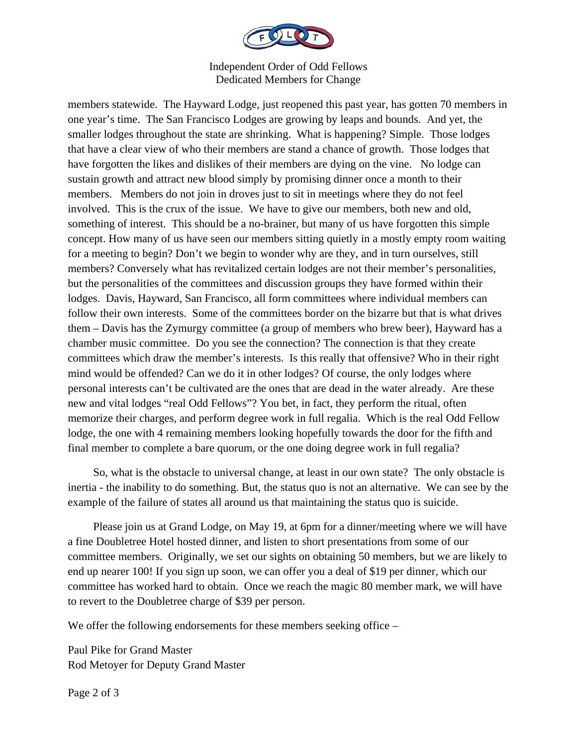members statewide. The Hayward Lodge, just reopened this past year, has gotten 70 members in one year's time. The San Francisco Lodges are growing by leaps and bounds. And yet, the smaller lodges throughout the state are shrinking. What is happening? Simple. Those lodges that have a clear view of who their members are stand a chance of growth. Those lodges that have forgotten the likes and dislikes of their members are dying on the vine. No lodge can sustain growth and attract new blood simply by promising dinner once a month to their members. Members do not join in droves just to sit in meetings where they do not feel involved. This is the crux of the issue. We have to give our members, both new and old, something of interest. This should be a no-brainer, but many of us have forgotten this simple concept. How many of us have seen our members sitting quietly in a mostly empty room waiting for a meeting to begin? Don't we begin to wonder why are they, and in turn ourselves, still members? Conversely what has revitalized certain lodges are not their member's personalities, but the personalities of the committees and discussion groups they have formed within their lodges. Davis, Hayward, San Francisco, all form committees where individual members can follow their own interests. Some of the committees border on the bizarre but that is what drives them – Davis has the Zymurgy committee (a group of members who brew beer), Hayward has a chamber music committee. Do you see the connection? The connection is that they create committees which draw the member's interests. Is this really that offensive? Who in their right mind would be offended? Can we do it in other lodges? Of course, the only lodges where personal interests can't be cultivated are the ones that are dead in the water already. Are these new and vital lodges "real Odd Fellows"? You bet, in fact, they perform the ritual, often memorize their charges, and perform degree work in full regalia. Which is the real Odd Fellow lodge, the one with 4 remaining members looking hopefully towards the door for the fifth and final member to complete a bare quorum, or the one doing degree work in full regalia?

So, what is the obstacle to universal change, at least in our own state? The only obstacle is inertia - the inability to do something. But, the status quo is not an alternative. We can see by the example of the failure of states all around us that maintaining the status quo is suicide.

Please join us at Grand Lodge, on May 19, at 6pm for a dinner/meeting where we will have a fine Doubletree Hotel hosted dinner, and listen to short presentations from some of our committee members. Originally, we set our sights on obtaining 50 members, but we are likely to end up nearer 100! If you sign up soon, we can offer you a deal of $19 per dinner, which our committee has worked hard to obtain. Once we reach the magic 80 member mark, we will have to revert to the Doubletree charge of $39 per person.

We offer the following endorsements for these members seeking office –

Paul Pike for Grand Master
Rod Metoyer for Deputy Grand Master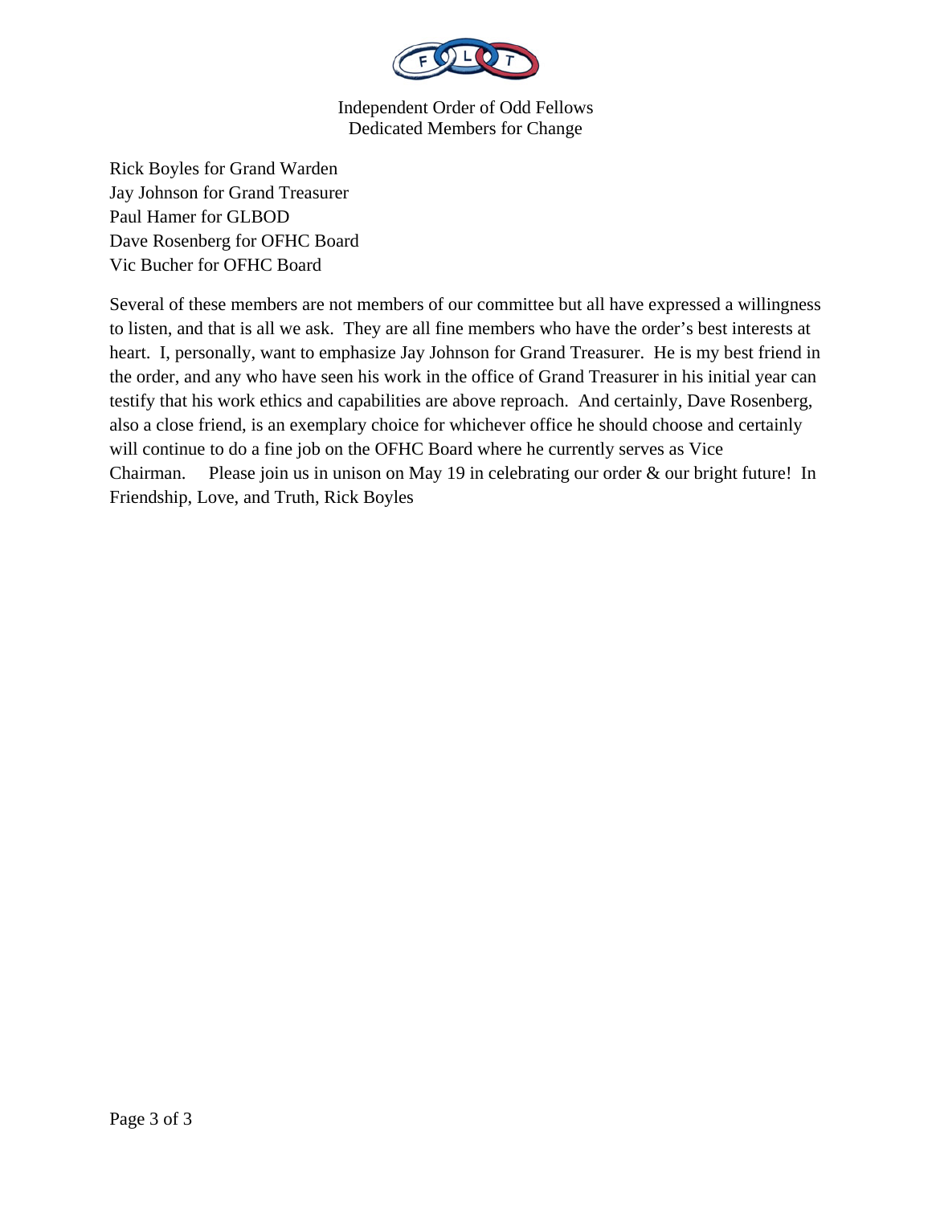Independent Order of Odd Fellows
Dedicated Members for Change

Rick Boyles for Grand Warden
Jay Johnson for Grand Treasurer
Paul Hamer for GLBOD
Dave Rosenberg for OFHC Board
Vic Bucher for OFHC Board

Several of these members are not members of our committee but all have expressed a willingness to listen, and that is all we ask. They are all fine members who have the order's best interests at heart. I, personally, want to emphasize Jay Johnson for Grand Treasurer. He is my best friend in the order, and any who have seen his work in the office of Grand Treasurer in his initial year can testify that his work ethics and capabilities are above reproach. And certainly, Dave Rosenberg, also a close friend, is an exemplary choice for whichever office he should choose and certainly will continue to do a fine job on the OFHC Board where he currently serves as Vice Chairman. Please join us in unison on May 19 in celebrating our order & our bright future! In Friendship, Love, and Truth, Rick Boyles